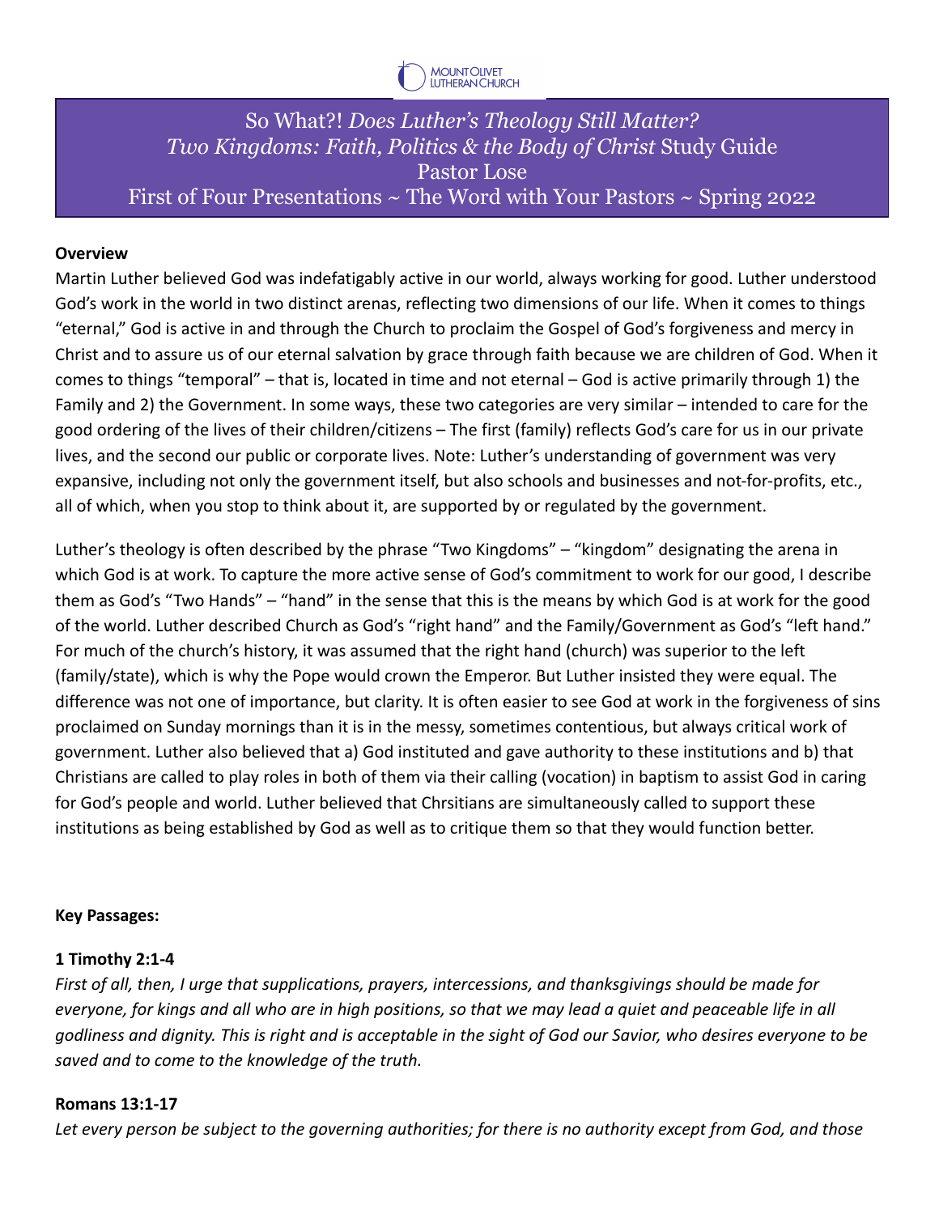# So What?! *Does Luther's Theology Still Matter?*
# *Two Kingdoms: Faith, Politics & the Body of Christ* Study Guide
## Pastor Lose
## First of Four Presentations ~ The Word with Your Pastors ~ Spring 2022

**Overview**

Martin Luther believed God was indefatigably active in our world, always working for good. Luther understood God's work in the world in two distinct arenas, reflecting two dimensions of our life. When it comes to things "eternal," God is active in and through the Church to proclaim the Gospel of God's forgiveness and mercy in Christ and to assure us of our eternal salvation by grace through faith because we are children of God. When it comes to things "temporal" – that is, located in time and not eternal – God is active primarily through 1) the Family and 2) the Government. In some ways, these two categories are very similar – intended to care for the good ordering of the lives of their children/citizens – The first (family) reflects God's care for us in our private lives, and the second our public or corporate lives. Note: Luther's understanding of government was very expansive, including not only the government itself, but also schools and businesses and not-for-profits, etc., all of which, when you stop to think about it, are supported by or regulated by the government.

Luther's theology is often described by the phrase "Two Kingdoms" – "kingdom" designating the arena in which God is at work. To capture the more active sense of God's commitment to work for our good, I describe them as God's "Two Hands" – "hand" in the sense that this is the means by which God is at work for the good of the world. Luther described Church as God's "right hand" and the Family/Government as God's "left hand." For much of the church's history, it was assumed that the right hand (church) was superior to the left (family/state), which is why the Pope would crown the Emperor. But Luther insisted they were equal. The difference was not one of importance, but clarity. It is often easier to see God at work in the forgiveness of sins proclaimed on Sunday mornings than it is in the messy, sometimes contentious, but always critical work of government. Luther also believed that a) God instituted and gave authority to these institutions and b) that Christians are called to play roles in both of them via their calling (vocation) in baptism to assist God in caring for God's people and world. Luther believed that Chrsitians are simultaneously called to support these institutions as being established by God as well as to critique them so that they would function better.

**Key Passages:**

**1 Timothy 2:1-4**

*First of all, then, I urge that supplications, prayers, intercessions, and thanksgivings should be made for everyone, for kings and all who are in high positions, so that we may lead a quiet and peaceable life in all godliness and dignity. This is right and is acceptable in the sight of God our Savior, who desires everyone to be saved and to come to the knowledge of the truth.*

**Romans 13:1-17**

*Let every person be subject to the governing authorities; for there is no authority except from God, and those*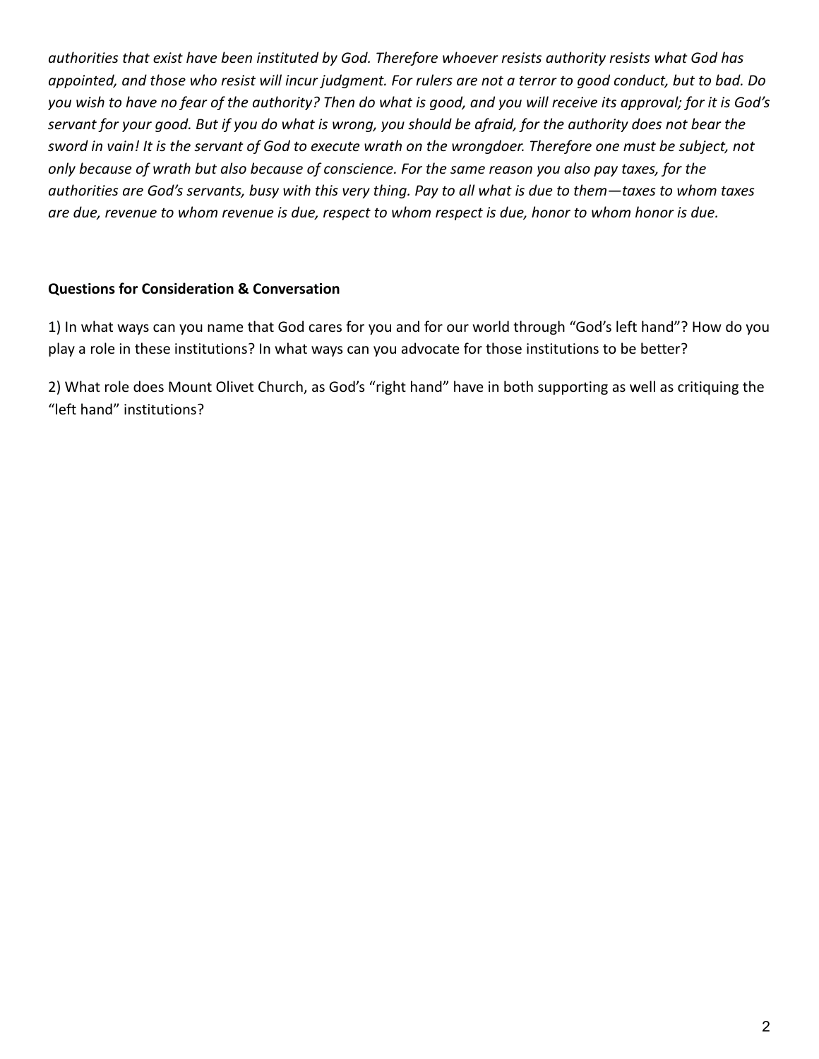*authorities that exist have been instituted by God. Therefore whoever resists authority resists what God has appointed, and those who resist will incur judgment. For rulers are not a terror to good conduct, but to bad. Do you wish to have no fear of the authority? Then do what is good, and you will receive its approval; for it is God's servant for your good. But if you do what is wrong, you should be afraid, for the authority does not bear the sword in vain! It is the servant of God to execute wrath on the wrongdoer. Therefore one must be subject, not only because of wrath but also because of conscience. For the same reason you also pay taxes, for the authorities are God's servants, busy with this very thing. Pay to all what is due to them—taxes to whom taxes are due, revenue to whom revenue is due, respect to whom respect is due, honor to whom honor is due.*

**Questions for Consideration & Conversation**

1) In what ways can you name that God cares for you and for our world through "God's left hand"? How do you play a role in these institutions? In what ways can you advocate for those institutions to be better?

2) What role does Mount Olivet Church, as God's "right hand" have in both supporting as well as critiquing the "left hand" institutions?